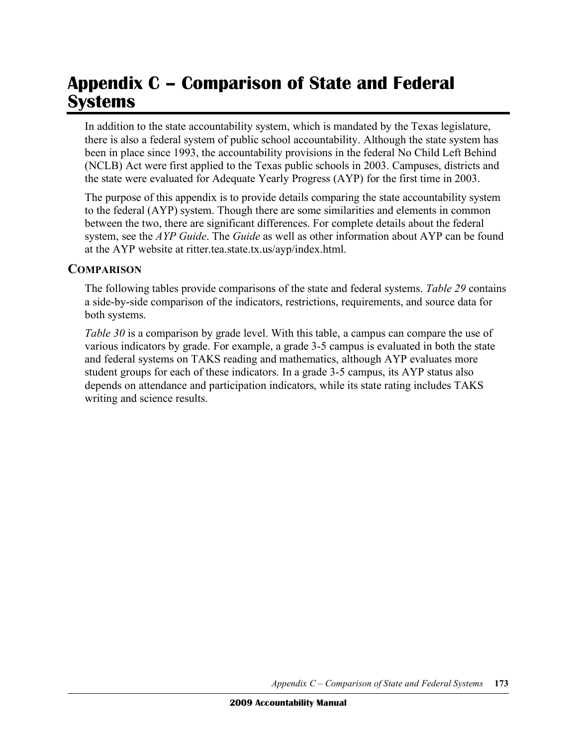# Appendix C – Comparison of State and Federal Systems

In addition to the state accountability system, which is mandated by the Texas legislature, there is also a federal system of public school accountability. Although the state system has been in place since 1993, the accountability provisions in the federal No Child Left Behind (NCLB) Act were first applied to the Texas public schools in 2003. Campuses, districts and the state were evaluated for Adequate Yearly Progress (AYP) for the first time in 2003.

The purpose of this appendix is to provide details comparing the state accountability system to the federal (AYP) system. Though there are some similarities and elements in common between the two, there are significant differences. For complete details about the federal system, see the *AYP Guide*. The *Guide* as well as other information about AYP can be found at the AYP website at ritter.tea.state.tx.us/ayp/index.html.

## COMPARISON

The following tables provide comparisons of the state and federal systems. *Table 29* contains a side-by-side comparison of the indicators, restrictions, requirements, and source data for both systems.

*Table 30* is a comparison by grade level. With this table, a campus can compare the use of various indicators by grade. For example, a grade 3-5 campus is evaluated in both the state and federal systems on TAKS reading and mathematics, although AYP evaluates more student groups for each of these indicators. In a grade 3-5 campus, its AYP status also depends on attendance and participation indicators, while its state rating includes TAKS writing and science results.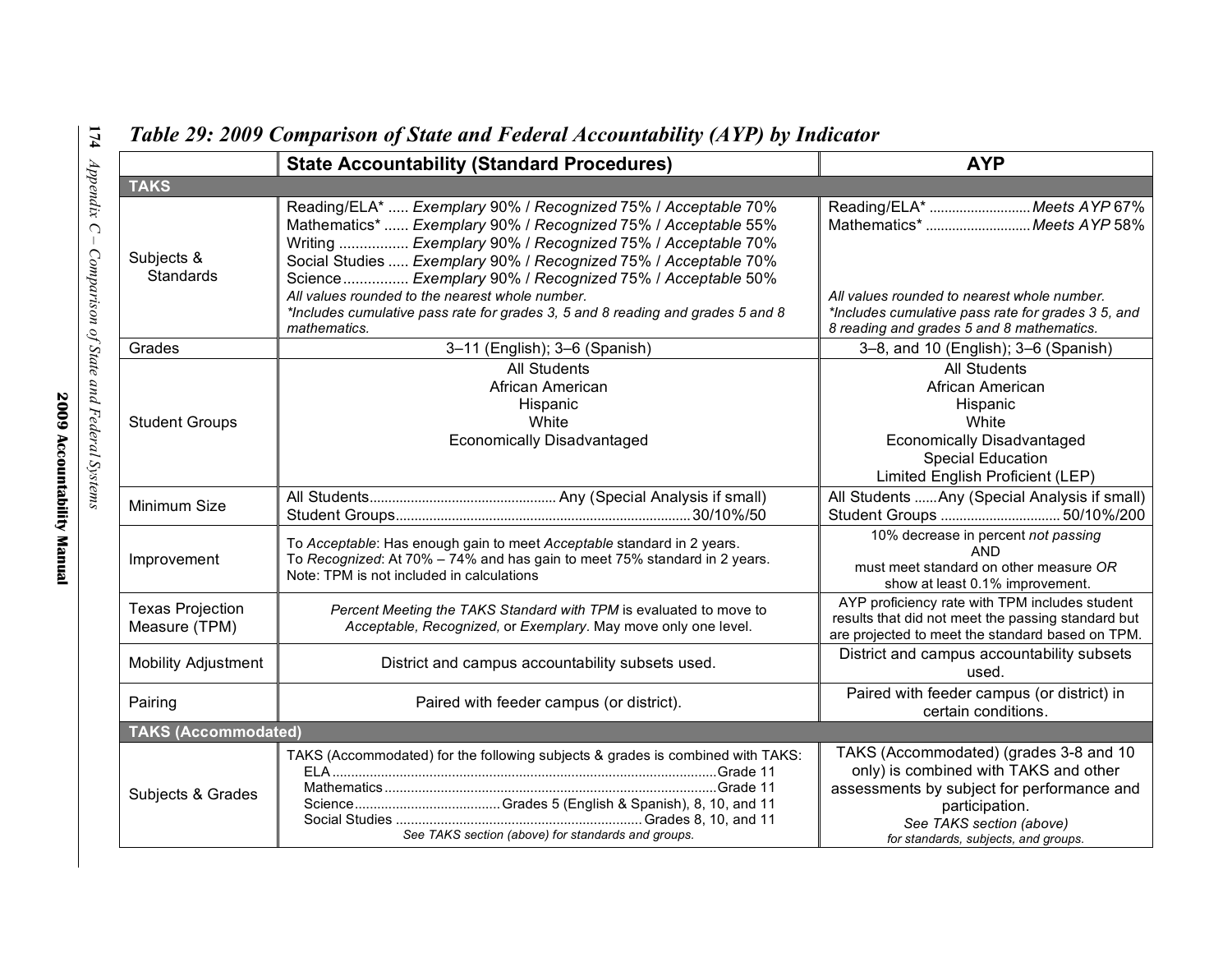# Table 29: 2009 Comparison of State and Federal Accountability (AYP) by Indicator

| | State Accountability (Standard Procedures) | AYP |
|---|---|---|
| **TAKS** | | |
| Subjects & Standards | Reading/ELA* ..... *Exemplary* 90% / *Recognized* 75% / *Acceptable* 70%<br>Mathematics* ...... *Exemplary* 90% / *Recognized* 75% / *Acceptable* 55%<br>Writing ................ *Exemplary* 90% / *Recognized* 75% / *Acceptable* 70%<br>Social Studies ..... *Exemplary* 90% / *Recognized* 75% / *Acceptable* 70%<br>Science ................ *Exemplary* 90% / *Recognized* 75% / *Acceptable* 50%<br>*All values rounded to the nearest whole number.*<br>*\*Includes cumulative pass rate for grades 3, 5 and 8 reading and grades 5 and 8 mathematics.* | Reading/ELA* ........................... *Meets AYP* 67%<br>Mathematics* ............................ *Meets AYP* 58%<br>*All values rounded to nearest whole number.*<br>*\*Includes cumulative pass rate for grades 3 5, and 8 reading and grades 5 and 8 mathematics.* |
| Grades | 3–11 (English); 3–6 (Spanish) | 3–8, and 10 (English); 3–6 (Spanish) |
| Student Groups | All Students<br>African American<br>Hispanic<br>White<br>Economically Disadvantaged | All Students<br>African American<br>Hispanic<br>White<br>Economically Disadvantaged<br>Special Education<br>Limited English Proficient (LEP) |
| Minimum Size | All Students................................................. Any (Special Analysis if small)<br>Student Groups.............................................................................. 30/10%/50 | All Students ......Any (Special Analysis if small)<br>Student Groups ................................ 50/10%/200 |
| Improvement | To *Acceptable*: Has enough gain to meet *Acceptable* standard in 2 years.<br>To *Recognized*: At 70% – 74% and has gain to meet 75% standard in 2 years.<br>Note: TPM is not included in calculations | 10% decrease in percent *not passing*<br>AND<br>must meet standard on other measure *OR* show at least 0.1% improvement. |
| Texas Projection Measure (TPM) | *Percent Meeting the TAKS Standard with TPM* is evaluated to move to *Acceptable, Recognized,* or *Exemplary*. May move only one level. | AYP proficiency rate with TPM includes student results that did not meet the passing standard but are projected to meet the standard based on TPM. |
| Mobility Adjustment | District and campus accountability subsets used. | District and campus accountability subsets used. |
| Pairing | Paired with feeder campus (or district). | Paired with feeder campus (or district) in certain conditions. |
| **TAKS (Accommodated)** | | |
| Subjects & Grades | TAKS (Accommodated) for the following subjects & grades is combined with TAKS:<br>ELA ..................................................................................................... Grade 11<br>Mathematics ........................................................................................ Grade 11<br>Science ...................................... Grades 5 (English & Spanish), 8, 10, and 11<br>Social Studies ................................................................. Grades 8, 10, and 11<br>*See TAKS section (above) for standards and groups.* | TAKS (Accommodated) (grades 3-8 and 10 only) is combined with TAKS and other assessments by subject for performance and participation.<br>*See TAKS section (above) for standards, subjects, and groups.* |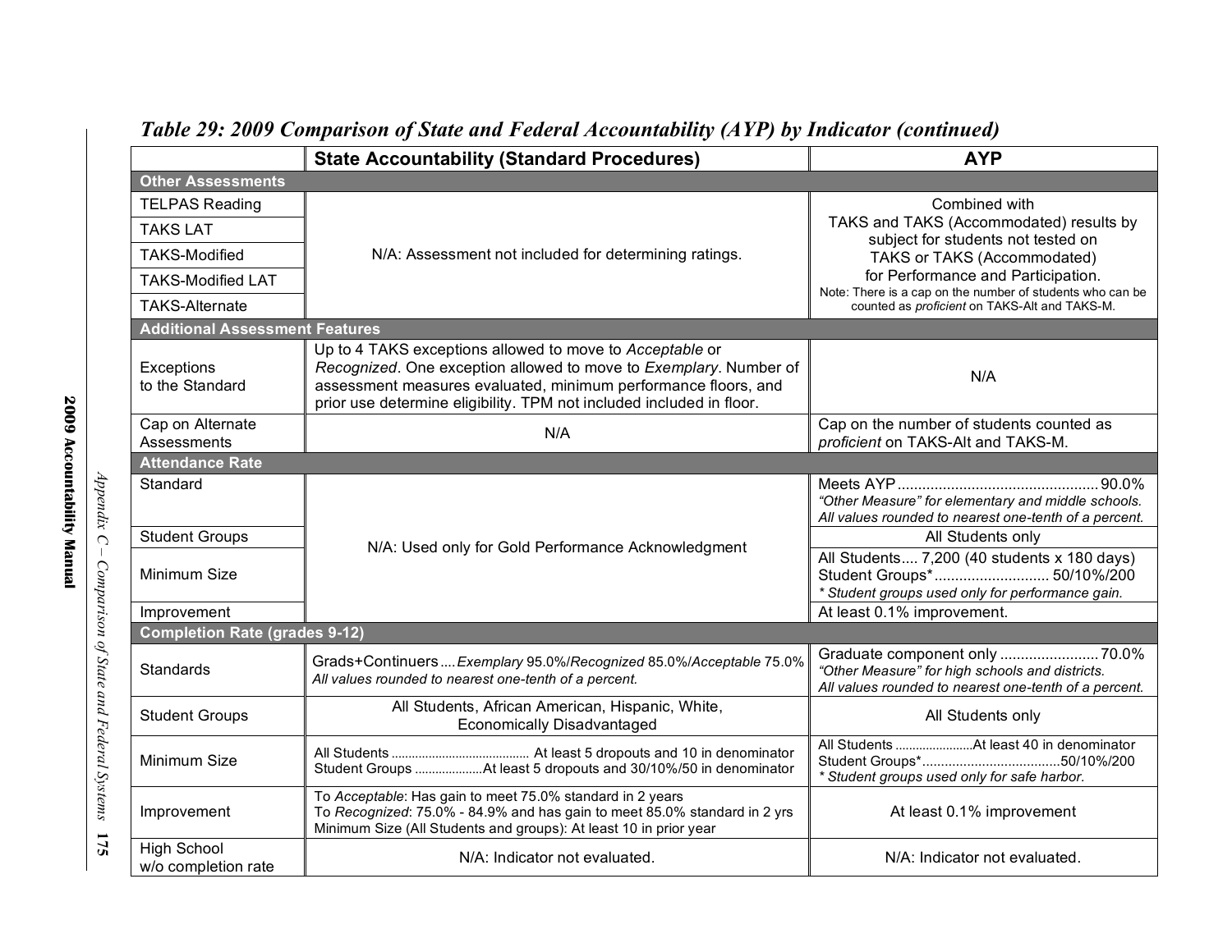# Table 29: 2009 Comparison of State and Federal Accountability (AYP) by Indicator (continued)

| | State Accountability (Standard Procedures) | AYP |
|---|---|---|
| **Other Assessments** | | |
| TELPAS Reading | N/A: Assessment not included for determining ratings. | Combined with TAKS and TAKS (Accommodated) results by subject for students not tested on TAKS or TAKS (Accommodated) for Performance and Participation. Note: There is a cap on the number of students who can be counted as *proficient* on TAKS-Alt and TAKS-M. |
| TAKS LAT | | |
| TAKS-Modified | | |
| TAKS-Modified LAT | | |
| TAKS-Alternate | | |
| **Additional Assessment Features** | | |
| Exceptions to the Standard | Up to 4 TAKS exceptions allowed to move to *Acceptable* or *Recognized*. One exception allowed to move to *Exemplary*. Number of assessment measures evaluated, minimum performance floors, and prior use determine eligibility. TPM not included included in floor. | N/A |
| Cap on Alternate Assessments | N/A | Cap on the number of students counted as *proficient* on TAKS-Alt and TAKS-M. |
| **Attendance Rate** | | |
| Standard | N/A: Used only for Gold Performance Acknowledgment | Meets AYP ................................................ 90.0%<br>*"Other Measure" for elementary and middle schools.*<br>*All values rounded to nearest one-tenth of a percent.* |
| Student Groups | | All Students only |
| Minimum Size | | All Students.... 7,200 (40 students x 180 days)<br>Student Groups\* ........................... 50/10%/200<br>*\* Student groups used only for performance gain.* |
| Improvement | | At least 0.1% improvement. |
| **Completion Rate (grades 9-12)** | | |
| Standards | Grads+Continuers .... *Exemplary* 95.0%/*Recognized* 85.0%/*Acceptable* 75.0%<br>*All values rounded to nearest one-tenth of a percent.* | Graduate component only ........................ 70.0%<br>*"Other Measure" for high schools and districts.*<br>*All values rounded to nearest one-tenth of a percent.* |
| Student Groups | All Students, African American, Hispanic, White, Economically Disadvantaged | All Students only |
| Minimum Size | All Students ........................................ At least 5 dropouts and 10 in denominator<br>Student Groups ....................At least 5 dropouts and 30/10%/50 in denominator | All Students .......................At least 40 in denominator<br>Student Groups\*.....................................50/10%/200<br>*\* Student groups used only for safe harbor.* |
| Improvement | To *Acceptable*: Has gain to meet 75.0% standard in 2 years<br>To *Recognized*: 75.0% - 84.9% and has gain to meet 85.0% standard in 2 yrs<br>Minimum Size (All Students and groups): At least 10 in prior year | At least 0.1% improvement |
| High School w/o completion rate | N/A: Indicator not evaluated. | N/A: Indicator not evaluated. |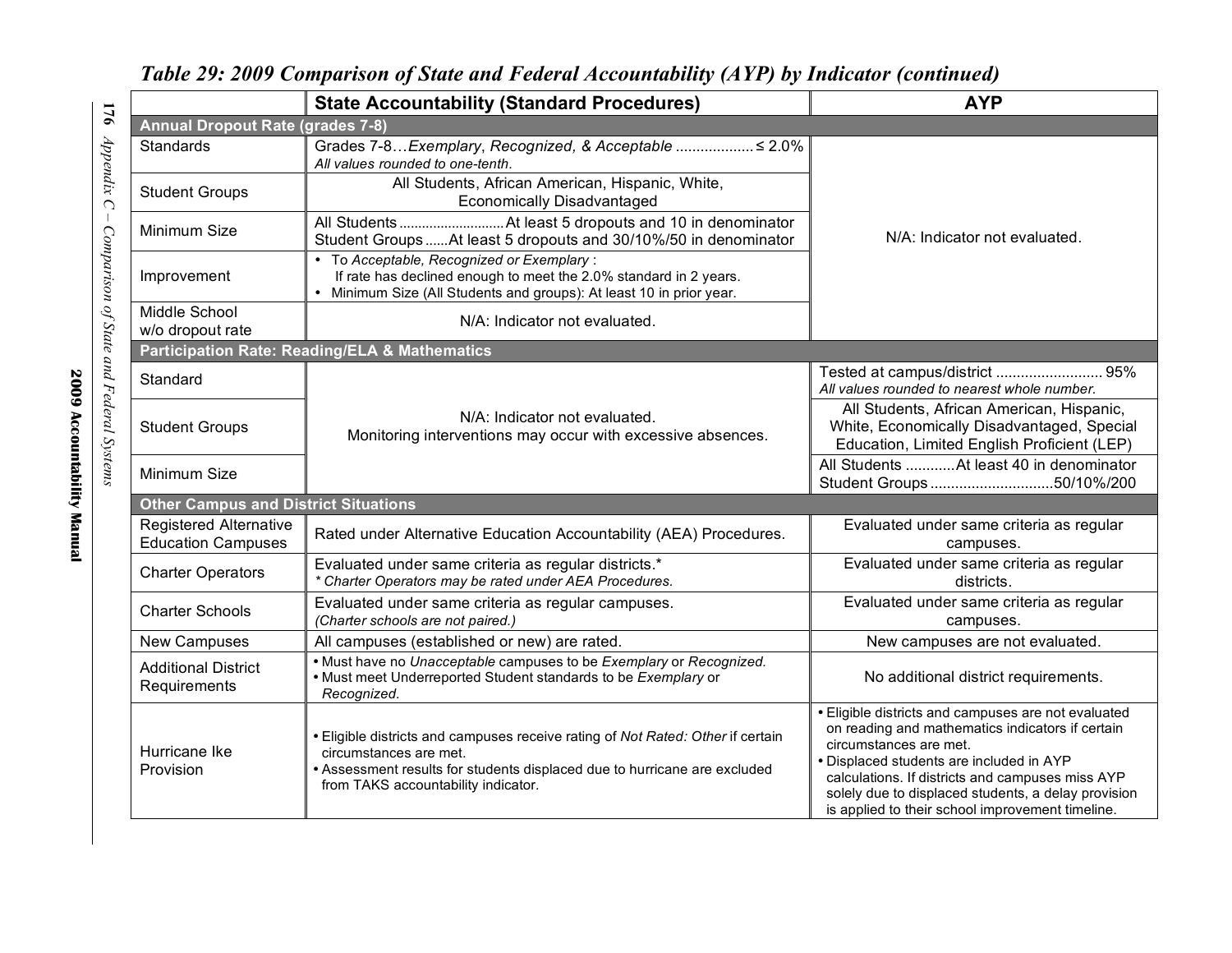## Table 29: 2009 Comparison of State and Federal Accountability (AYP) by Indicator (continued)

| | State Accountability (Standard Procedures) | AYP |
|---|---|---|
| **Annual Dropout Rate (grades 7-8)** | | |
| Standards | Grades 7-8…*Exemplary*, *Recognized*, & *Acceptable* .................. ≤ 2.0%<br>*All values rounded to one-tenth.* | N/A: Indicator not evaluated. |
| Student Groups | All Students, African American, Hispanic, White, Economically Disadvantaged | |
| Minimum Size | All Students ........................... At least 5 dropouts and 10 in denominator<br>Student Groups ...... At least 5 dropouts and 30/10%/50 in denominator | |
| Improvement | • To *Acceptable, Recognized or Exemplary* : If rate has declined enough to meet the 2.0% standard in 2 years.<br>• Minimum Size (All Students and groups): At least 10 in prior year. | |
| Middle School w/o dropout rate | N/A: Indicator not evaluated. | |
| **Participation Rate: Reading/ELA & Mathematics** | | |
| Standard | N/A: Indicator not evaluated.<br>Monitoring interventions may occur with excessive absences. | Tested at campus/district .......................... 95%<br>*All values rounded to nearest whole number.* |
| Student Groups | | All Students, African American, Hispanic, White, Economically Disadvantaged, Special Education, Limited English Proficient (LEP) |
| Minimum Size | | All Students ............ At least 40 in denominator<br>Student Groups .............................50/10%/200 |
| **Other Campus and District Situations** | | |
| Registered Alternative Education Campuses | Rated under Alternative Education Accountability (AEA) Procedures. | Evaluated under same criteria as regular campuses. |
| Charter Operators | Evaluated under same criteria as regular districts.*<br>*\* Charter Operators may be rated under AEA Procedures.* | Evaluated under same criteria as regular districts. |
| Charter Schools | Evaluated under same criteria as regular campuses.<br>*(Charter schools are not paired.)* | Evaluated under same criteria as regular campuses. |
| New Campuses | All campuses (established or new) are rated. | New campuses are not evaluated. |
| Additional District Requirements | • Must have no *Unacceptable* campuses to be *Exemplary* or *Recognized.*<br>• Must meet Underreported Student standards to be *Exemplary* or *Recognized.* | No additional district requirements. |
| Hurricane Ike Provision | • Eligible districts and campuses receive rating of *Not Rated: Other* if certain circumstances are met.<br>• Assessment results for students displaced due to hurricane are excluded from TAKS accountability indicator. | • Eligible districts and campuses are not evaluated on reading and mathematics indicators if certain circumstances are met.<br>• Displaced students are included in AYP calculations. If districts and campuses miss AYP solely due to displaced students, a delay provision is applied to their school improvement timeline. |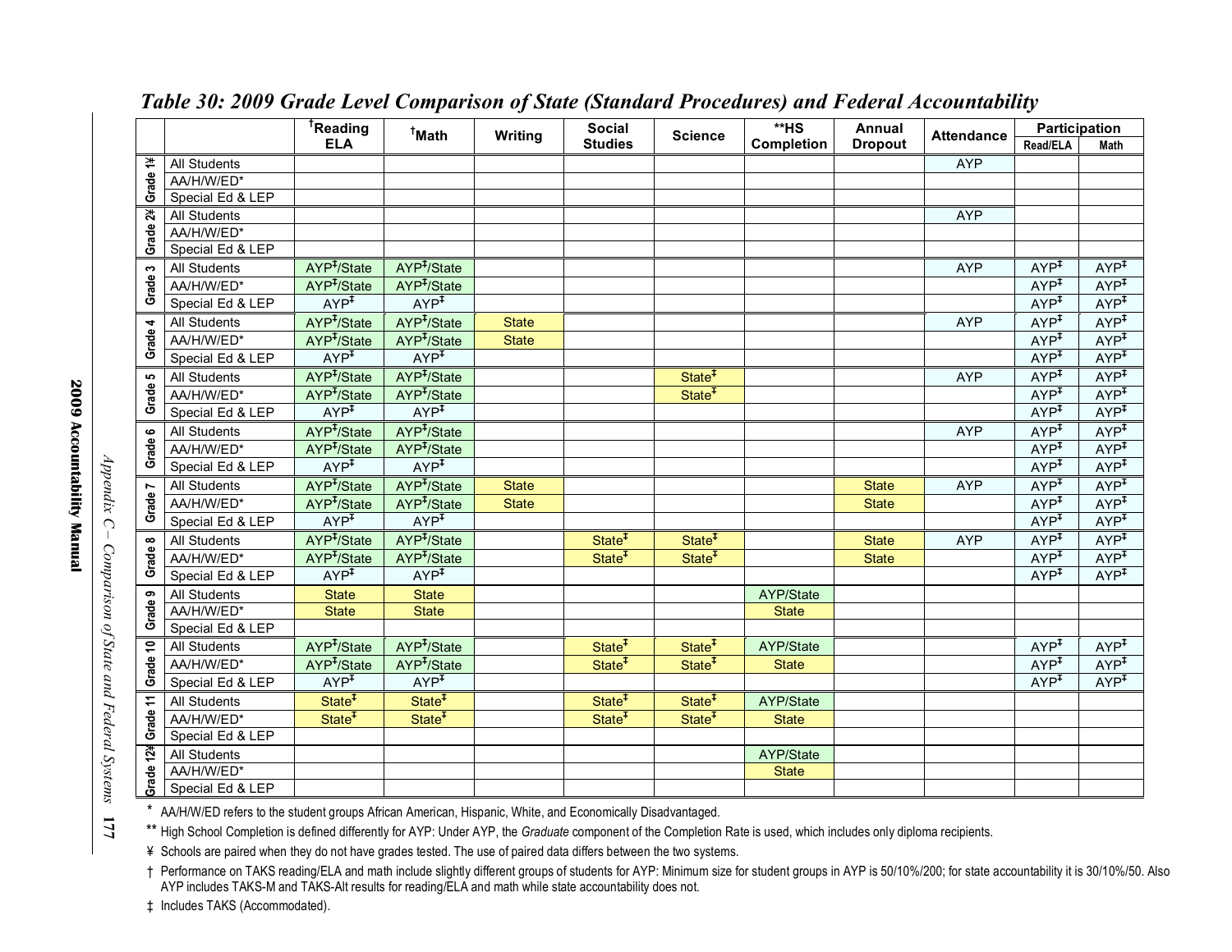## Table 30: 2009 Grade Level Comparison of State (Standard Procedures) and Federal Accountability

| | | †Reading ELA | †Math | Writing | Social Studies | Science | **HS Completion | Annual Dropout | Attendance | Participation | |
|---|---|---|---|---|---|---|---|---|---|---|---|
| | | | | | | | | | | Read/ELA | Math |
| Grade 1¥ | All Students | | | | | | | | AYP | | |
| | AA/H/W/ED* | | | | | | | | | | |
| | Special Ed & LEP | | | | | | | | | | |
| Grade 2¥ | All Students | | | | | | | | AYP | | |
| | AA/H/W/ED* | | | | | | | | | | |
| | Special Ed & LEP | | | | | | | | | | |
| Grade 3 | All Students | AYP‡/State | AYP‡/State | | | | | | AYP | AYP‡ | AYP‡ |
| | AA/H/W/ED* | AYP‡/State | AYP‡/State | | | | | | | AYP‡ | AYP‡ |
| | Special Ed & LEP | AYP‡ | AYP‡ | | | | | | | AYP‡ | AYP‡ |
| Grade 4 | All Students | AYP‡/State | AYP‡/State | State | | | | | AYP | AYP‡ | AYP‡ |
| | AA/H/W/ED* | AYP‡/State | AYP‡/State | State | | | | | | AYP‡ | AYP‡ |
| | Special Ed & LEP | AYP‡ | AYP‡ | | | | | | | AYP‡ | AYP‡ |
| Grade 5 | All Students | AYP‡/State | AYP‡/State | | | State‡ | | | AYP | AYP‡ | AYP‡ |
| | AA/H/W/ED* | AYP‡/State | AYP‡/State | | | State‡ | | | | AYP‡ | AYP‡ |
| | Special Ed & LEP | AYP‡ | AYP‡ | | | | | | | AYP‡ | AYP‡ |
| Grade 6 | All Students | AYP‡/State | AYP‡/State | | | | | | AYP | AYP‡ | AYP‡ |
| | AA/H/W/ED* | AYP‡/State | AYP‡/State | | | | | | | AYP‡ | AYP‡ |
| | Special Ed & LEP | AYP‡ | AYP‡ | | | | | | | AYP‡ | AYP‡ |
| Grade 7 | All Students | AYP‡/State | AYP‡/State | State | | | | State | AYP | AYP‡ | AYP‡ |
| | AA/H/W/ED* | AYP‡/State | AYP‡/State | State | | | | State | | AYP‡ | AYP‡ |
| | Special Ed & LEP | AYP‡ | AYP‡ | | | | | | | AYP‡ | AYP‡ |
| Grade 8 | All Students | AYP‡/State | AYP‡/State | | State‡ | State‡ | | State | AYP | AYP‡ | AYP‡ |
| | AA/H/W/ED* | AYP‡/State | AYP‡/State | | State‡ | State‡ | | State | | AYP‡ | AYP‡ |
| | Special Ed & LEP | AYP‡ | AYP‡ | | | | | | | AYP‡ | AYP‡ |
| Grade 9 | All Students | State | State | | | | AYP/State | | | | |
| | AA/H/W/ED* | State | State | | | | State | | | | |
| | Special Ed & LEP | | | | | | | | | | |
| Grade 10 | All Students | AYP‡/State | AYP‡/State | | State‡ | State‡ | AYP/State | | | AYP‡ | AYP‡ |
| | AA/H/W/ED* | AYP‡/State | AYP‡/State | | State‡ | State‡ | State | | | AYP‡ | AYP‡ |
| | Special Ed & LEP | AYP‡ | AYP‡ | | | | | | | AYP‡ | AYP‡ |
| Grade 11 | All Students | State‡ | State‡ | | State‡ | State‡ | AYP/State | | | | |
| | AA/H/W/ED* | State‡ | State‡ | | State‡ | State‡ | State | | | | |
| | Special Ed & LEP | | | | | | | | | | |
| Grade 12¥ | All Students | | | | | | AYP/State | | | | |
| | AA/H/W/ED* | | | | | | State | | | | |
| | Special Ed & LEP | | | | | | | | | | |

\* AA/H/W/ED refers to the student groups African American, Hispanic, White, and Economically Disadvantaged.

\** High School Completion is defined differently for AYP: Under AYP, the *Graduate* component of the Completion Rate is used, which includes only diploma recipients.

¥ Schools are paired when they do not have grades tested. The use of paired data differs between the two systems.

† Performance on TAKS reading/ELA and math include slightly different groups of students for AYP: Minimum size for student groups in AYP is 50/10%/200; for state accountability it is 30/10%/50. Also AYP includes TAKS-M and TAKS-Alt results for reading/ELA and math while state accountability does not.

‡ Includes TAKS (Accommodated).